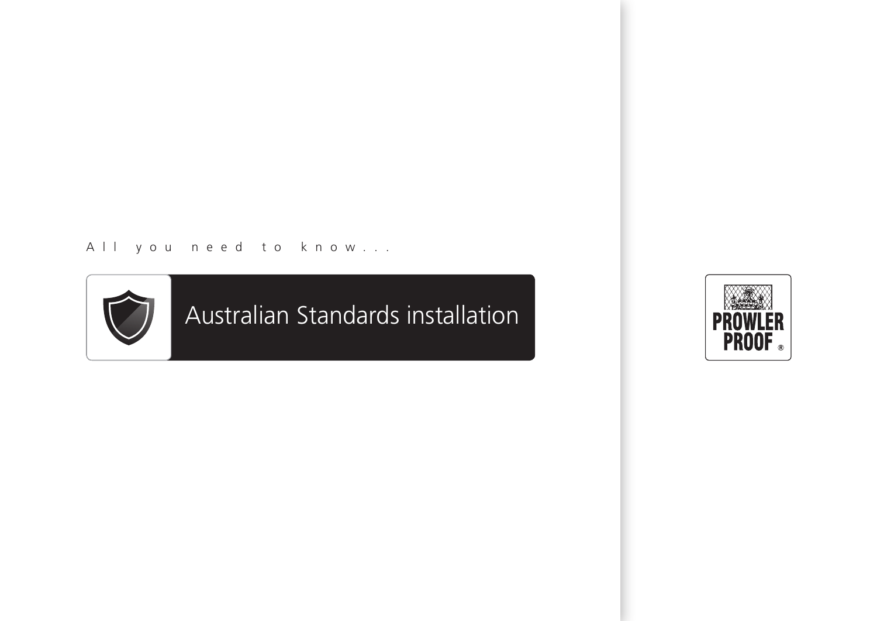All you need to know...

# Australian Standards installation

PROWLER PROOF ®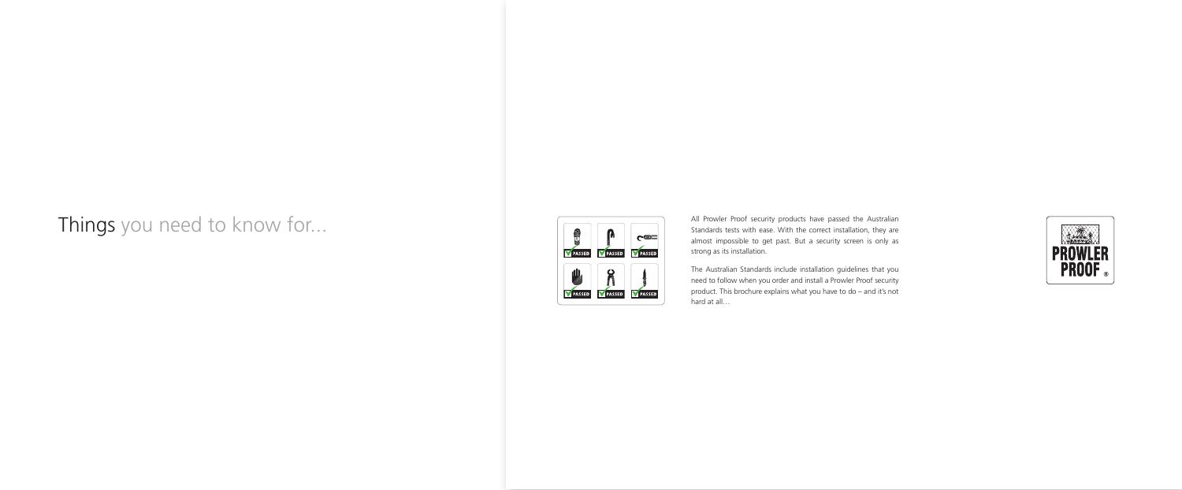# Things you need to know for...

All Prowler Proof security products have passed the Australian Standards tests with ease. With the correct installation, they are almost impossible to get past. But a security screen is only as strong as its installation.

The Australian Standards include installation guidelines that you need to follow when you order and install a Prowler Proof security product. This brochure explains what you have to do – and it's not hard at all…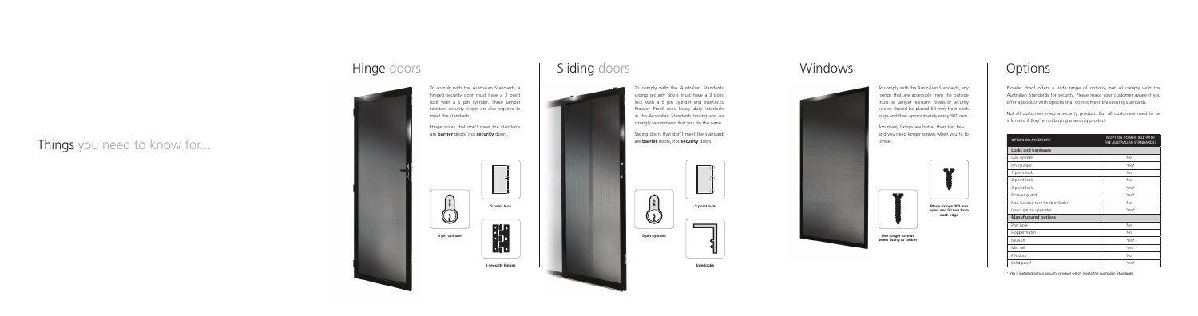# Things you need to know for...

## Hinge doors

To comply with the Australian Standards, a hinged security door must have a 3 point lock with a 5 pin cylinder. Three tamper resistant security hinges are also required to meet the standards.

Hinge doors that don't meet the standards are **barrier** doors, not **security** doors.

5 pin cylinder

3 point lock

3 security hinges

## Sliding doors

To comply with the Australian Standards, sliding security doors must have a 3 point lock with a 5 pin cylinder and interlocks. Prowler Proof uses heavy duty interlocks in the Australian Standards testing and we strongly recommend that you do the same.

Sliding doors that don't meet the standards are **barrier** doors, not **security** doors.

5 pin cylinder

3 point lock

Interlocks

## Windows

To comply with the Australian Standards, any fixings that are accessible from the outside must be tamper resistant. Rivets or security screws should be placed 50 mm from each edge and then approximately every 300 mm.

Too many fixings are better than too few... and you need longer screws when you fit to timber.

Use longer screws when fitting to timber

Place fixings 300 mm apart and 50 mm from each edge

## Options

Prowler Proof offers a wide range of options, not all comply with the Australian Standards for security. Please make your customer aware if you offer a product with options that do not meet the security standards.

Not all customers need a security product. But all customers need to be informed if they're not buying a security product.

| OPTION OR ACCESSORY | IS OPTION COMPATIBLE WITH THE AUSTRALIAN STANDARDS? |
|---|---|
| **Locks and hardware** | |
| Disc cylinder | No |
| Pin cylinder | Yes* |
| 1 point lock | No |
| 2 point lock | No |
| 3 point lock | Yes* |
| Prowler guard | Yes* |
| Non handed turn knob cylinder | No |
| Insect gauze upgrades | Yes* |
| **Manufactured options** | |
| Port hole | No |
| Hopper hatch | No |
| Mullion | Yes* |
| Mid rail | Yes* |
| Pet door | No |
| Solid panel | Yes* |

* Yes if installed onto a security product which meets the Australian Standards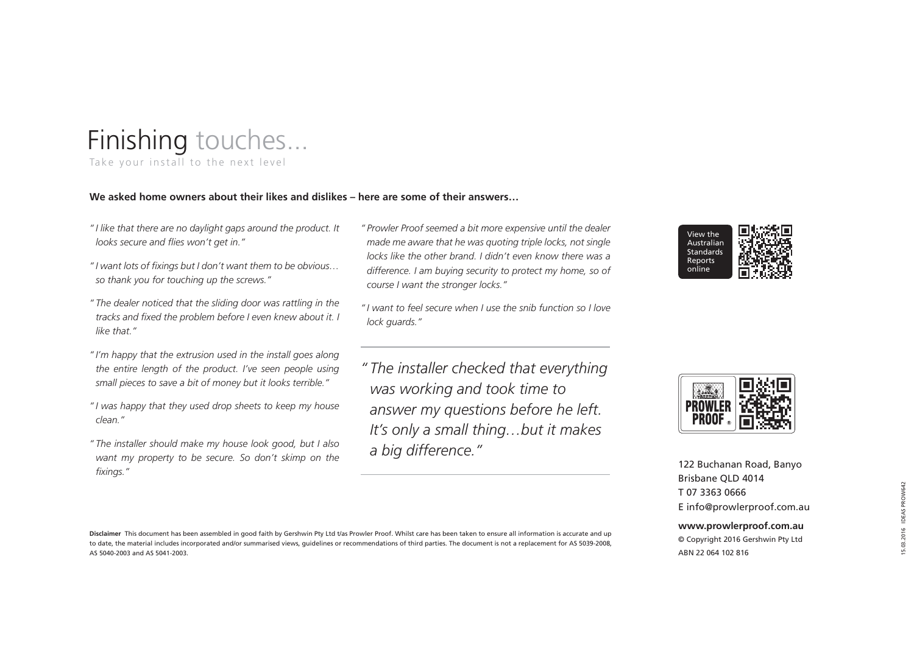# Finishing touches...

Take your install to the next level

**We asked home owners about their likes and dislikes – here are some of their answers…**

*"I like that there are no daylight gaps around the product. It looks secure and flies won't get in."*

*"I want lots of fixings but I don't want them to be obvious… so thank you for touching up the screws."*

*"The dealer noticed that the sliding door was rattling in the tracks and fixed the problem before I even knew about it. I like that."*

*"I'm happy that the extrusion used in the install goes along the entire length of the product. I've seen people using small pieces to save a bit of money but it looks terrible."*

*"I was happy that they used drop sheets to keep my house clean."*

*"The installer should make my house look good, but I also want my property to be secure. So don't skimp on the fixings."*

*"Prowler Proof seemed a bit more expensive until the dealer made me aware that he was quoting triple locks, not single locks like the other brand. I didn't even know there was a difference. I am buying security to protect my home, so of course I want the stronger locks."*

*"I want to feel secure when I use the snib function so I love lock guards."*

*"The installer checked that everything was working and took time to answer my questions before he left. It's only a small thing…but it makes a big difference."*

View the Australian Standards Reports online

PROWLER PROOF ®

122 Buchanan Road, Banyo
Brisbane QLD 4014
T 07 3363 0666
E info@prowlerproof.com.au

**www.prowlerproof.com.au**

© Copyright 2016 Gershwin Pty Ltd
ABN 22 064 102 816

**Disclaimer** This document has been assembled in good faith by Gershwin Pty Ltd t/as Prowler Proof. Whilst care has been taken to ensure all information is accurate and up to date, the material includes incorporated and/or summarised views, guidelines or recommendations of third parties. The document is not a replacement for AS 5039-2008, AS 5040-2003 and AS 5041-2003.

15.03.2016 IDEAS PROW642